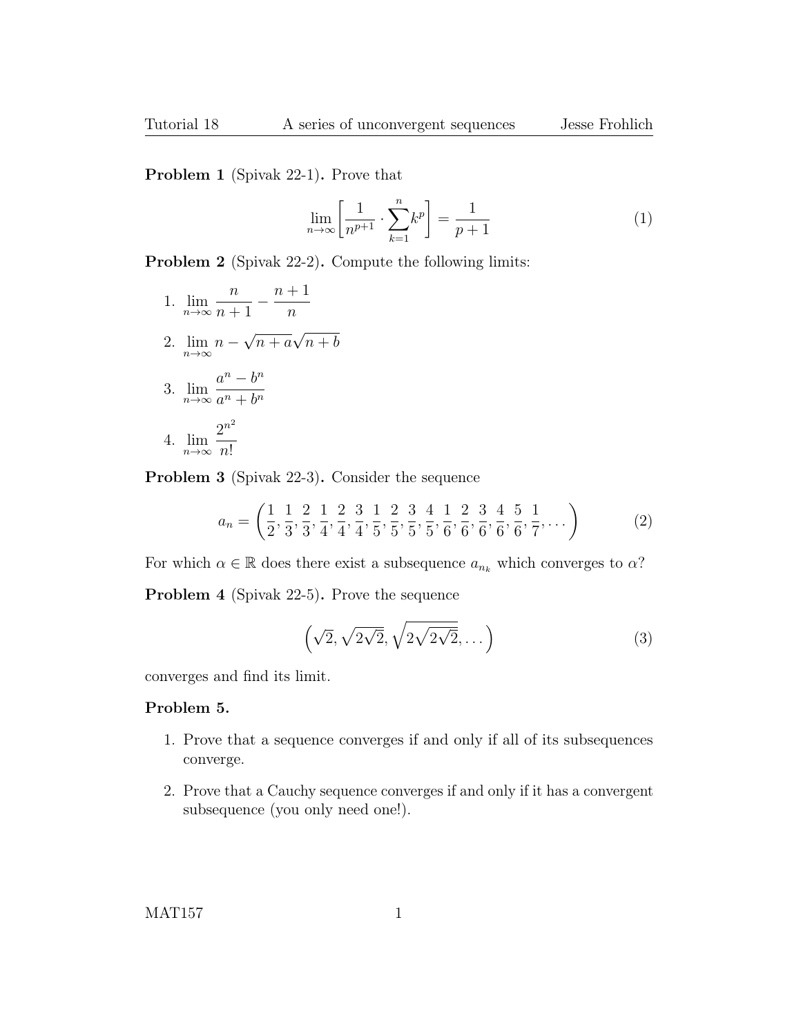**Problem 1** (Spivak 22-1)**.** Prove that

$$\lim_{n\to\infty}\left[\frac{1}{n^{p+1}}\cdot\sum_{k=1}^{n}k^p\right]=\frac{1}{p+1} \tag{1}$$

**Problem 2** (Spivak 22-2)**.** Compute the following limits:

1. $\displaystyle\lim_{n\to\infty}\frac{n}{n+1}-\frac{n+1}{n}$
2. $\displaystyle\lim_{n\to\infty}n-\sqrt{n+a}\sqrt{n+b}$
3. $\displaystyle\lim_{n\to\infty}\frac{a^n-b^n}{a^n+b^n}$
4. $\displaystyle\lim_{n\to\infty}\frac{2^{n^2}}{n!}$

**Problem 3** (Spivak 22-3)**.** Consider the sequence

$$a_n=\left(\frac{1}{2},\frac{1}{3},\frac{2}{3},\frac{1}{4},\frac{2}{4},\frac{3}{4},\frac{1}{5},\frac{2}{5},\frac{3}{5},\frac{4}{5},\frac{1}{6},\frac{2}{6},\frac{3}{6},\frac{4}{6},\frac{5}{6},\frac{1}{7},\dots\right) \tag{2}$$

For which $\alpha\in\mathbb{R}$ does there exist a subsequence $a_{n_k}$ which converges to $\alpha$?

**Problem 4** (Spivak 22-5)**.** Prove the sequence

$$\left(\sqrt{2},\sqrt{2\sqrt{2}},\sqrt{2\sqrt{2\sqrt{2}}},\dots\right) \tag{3}$$

converges and find its limit.

**Problem 5.**

1. Prove that a sequence converges if and only if all of its subsequences converge.
2. Prove that a Cauchy sequence converges if and only if it has a convergent subsequence (you only need one!).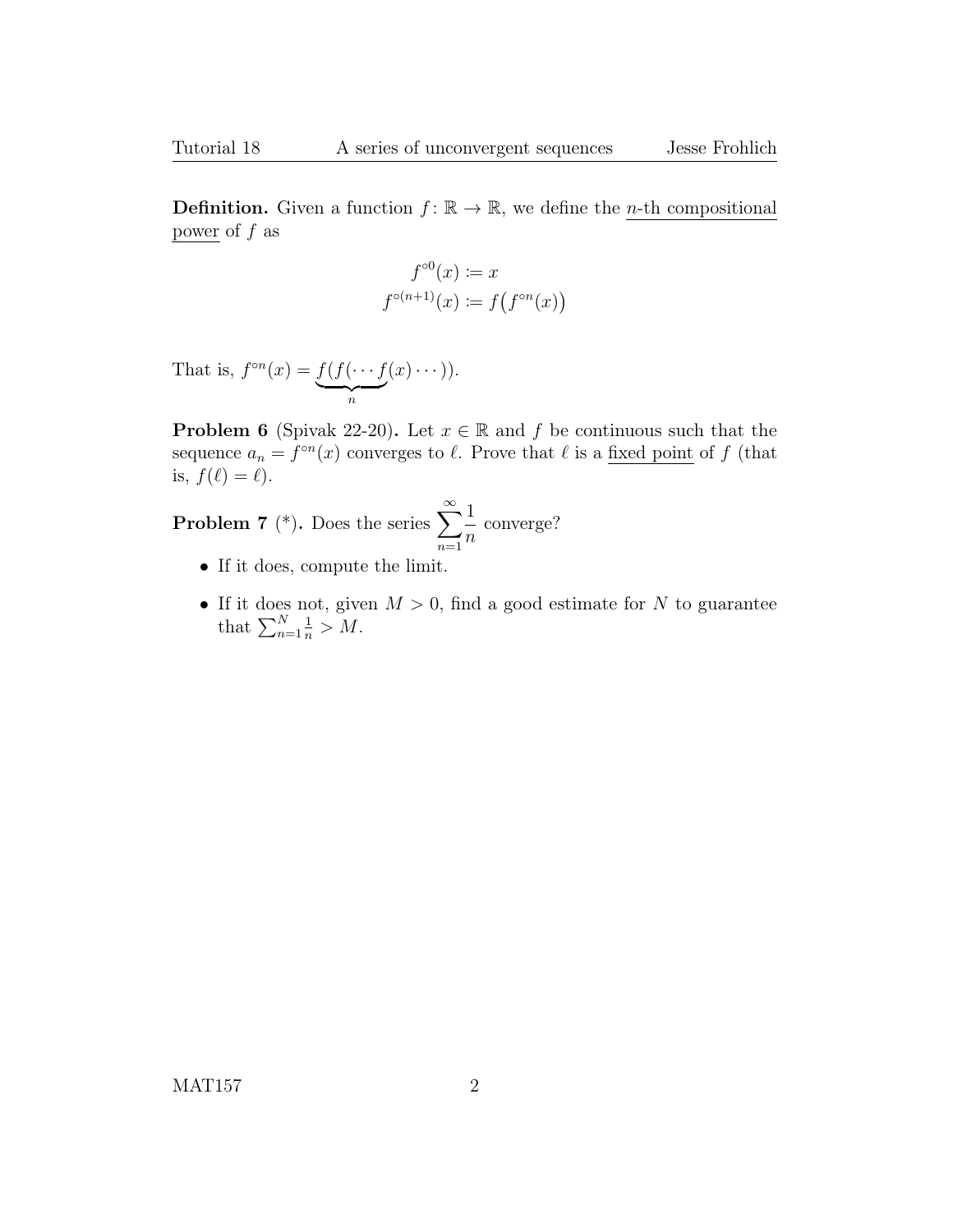**Definition.** Given a function $f\colon \mathbb{R} \to \mathbb{R}$, we define the <u>$n$-th compositional power</u> of $f$ as

$$f^{\circ 0}(x) \coloneqq x$$
$$f^{\circ(n+1)}(x) \coloneqq f\big(f^{\circ n}(x)\big)$$

That is, $f^{\circ n}(x) = \underbrace{f(f(\cdots f}_{n}(x)\cdots))$.

**Problem 6** (Spivak 22-20)**.** Let $x \in \mathbb{R}$ and $f$ be continuous such that the sequence $a_n = f^{\circ n}(x)$ converges to $\ell$. Prove that $\ell$ is a <u>fixed point</u> of $f$ (that is, $f(\ell) = \ell$).

**Problem 7** (*)**.** Does the series $\displaystyle\sum_{n=1}^{\infty} \frac{1}{n}$ converge?

- If it does, compute the limit.
- If it does not, given $M > 0$, find a good estimate for $N$ to guarantee that $\sum_{n=1}^{N} \frac{1}{n} > M$.